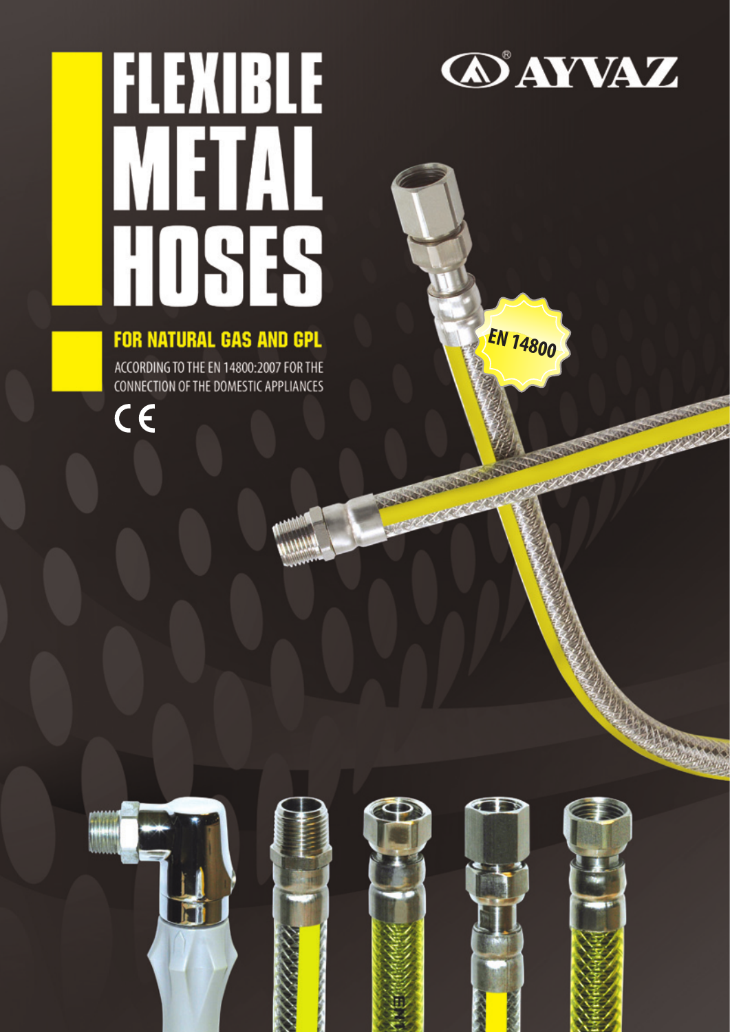# FLEXIBLE METAL HOSES

AYVAZ

## FOR NATURAL GAS AND GPL

ACCORDING TO THE EN 14800:2007 FOR THE CONNECTION OF THE DOMESTIC APPLIANCES

CE

EN 14800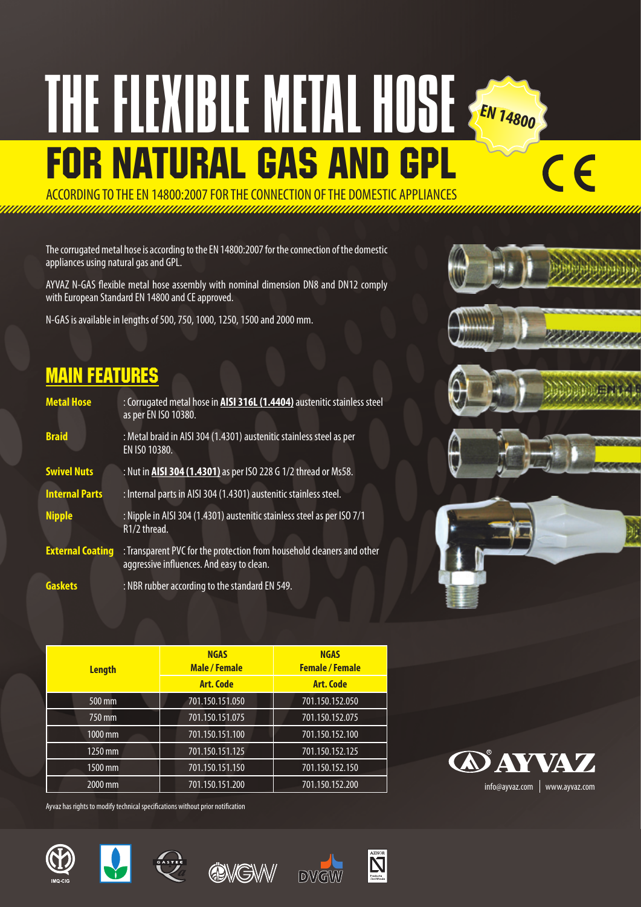# THE FLEXIBLE METAL HOSE

EN 14800

## FOR NATURAL GAS AND GPL

CE

ACCORDING TO THE EN 14800:2007 FOR THE CONNECTION OF THE DOMESTIC APPLIANCES

The corrugated metal hose is according to the EN 14800:2007 for the connection of the domestic appliances using natural gas and GPL.

AYVAZ N-GAS flexible metal hose assembly with nominal dimension DN8 and DN12 comply with European Standard EN 14800 and CE approved.

N-GAS is available in lengths of 500, 750, 1000, 1250, 1500 and 2000 mm.

## MAIN FEATURES

**Metal Hose** : Corrugated metal hose in **AISI 316L (1.4404)** austenitic stainless steel as per EN ISO 10380.

**Braid** : Metal braid in AISI 304 (1.4301) austenitic stainless steel as per EN ISO 10380.

**Swivel Nuts** : Nut in **AISI 304 (1.4301)** as per ISO 228 G 1/2 thread or Ms58.

**Internal Parts** : Internal parts in AISI 304 (1.4301) austenitic stainless steel.

**Nipple** : Nipple in AISI 304 (1.4301) austenitic stainless steel as per ISO 7/1 R1/2 thread.

**External Coating** : Transparent PVC for the protection from household cleaners and other aggressive influences. And easy to clean.

**Gaskets** : NBR rubber according to the standard EN 549.

| Length | NGAS Male / Female | NGAS Female / Female |
|---|---|---|
| | Art. Code | Art. Code |
| 500 mm | 701.150.151.050 | 701.150.152.050 |
| 750 mm | 701.150.151.075 | 701.150.152.075 |
| 1000 mm | 701.150.151.100 | 701.150.152.100 |
| 1250 mm | 701.150.151.125 | 701.150.152.125 |
| 1500 mm | 701.150.151.150 | 701.150.152.150 |
| 2000 mm | 701.150.151.200 | 701.150.152.200 |

Ayvaz has rights to modify technical specifications without prior notification

AYVAZ

info@ayvaz.com | www.ayvaz.com

IMQ-CIG GASTEC ÖVGW DVGW AENOR